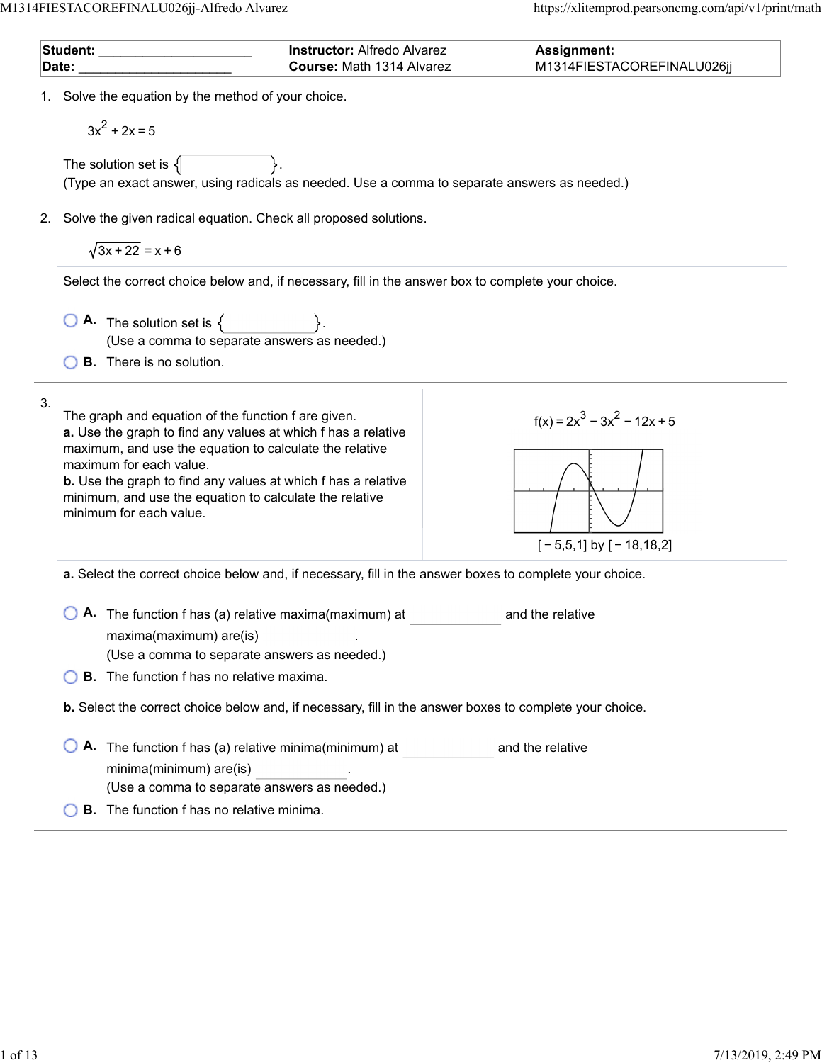| **Student:** _____________________ | **Instructor:** Alfredo Alvarez | **Assignment:** |
| --- | --- | --- |
| **Date:** _____________________ | **Course:** Math 1314 Alvarez | M1314FIESTACOREFINALU026jj |

1. Solve the equation by the method of your choice.

$$3x^2 + 2x = 5$$

The solution set is { ____________ }.
(Type an exact answer, using radicals as needed. Use a comma to separate answers as needed.)

2. Solve the given radical equation. Check all proposed solutions.

$$\sqrt{3x + 22} = x + 6$$

Select the correct choice below and, if necessary, fill in the answer box to complete your choice.

- **A.** The solution set is { ____________ }.
  (Use a comma to separate answers as needed.)
- **B.** There is no solution.

3. The graph and equation of the function f are given.
**a.** Use the graph to find any values at which f has a relative maximum, and use the equation to calculate the relative maximum for each value.
**b.** Use the graph to find any values at which f has a relative minimum, and use the equation to calculate the relative minimum for each value.

$$f(x) = 2x^3 - 3x^2 - 12x + 5$$

$[-5,5,1]$ by $[-18,18,2]$

**a.** Select the correct choice below and, if necessary, fill in the answer boxes to complete your choice.

- **A.** The function f has (a) relative maxima(maximum) at ____________ and the relative maxima(maximum) are(is) ____________.
  (Use a comma to separate answers as needed.)
- **B.** The function f has no relative maxima.

**b.** Select the correct choice below and, if necessary, fill in the answer boxes to complete your choice.

- **A.** The function f has (a) relative minima(minimum) at ____________ and the relative minima(minimum) are(is) ____________.
  (Use a comma to separate answers as needed.)
- **B.** The function f has no relative minima.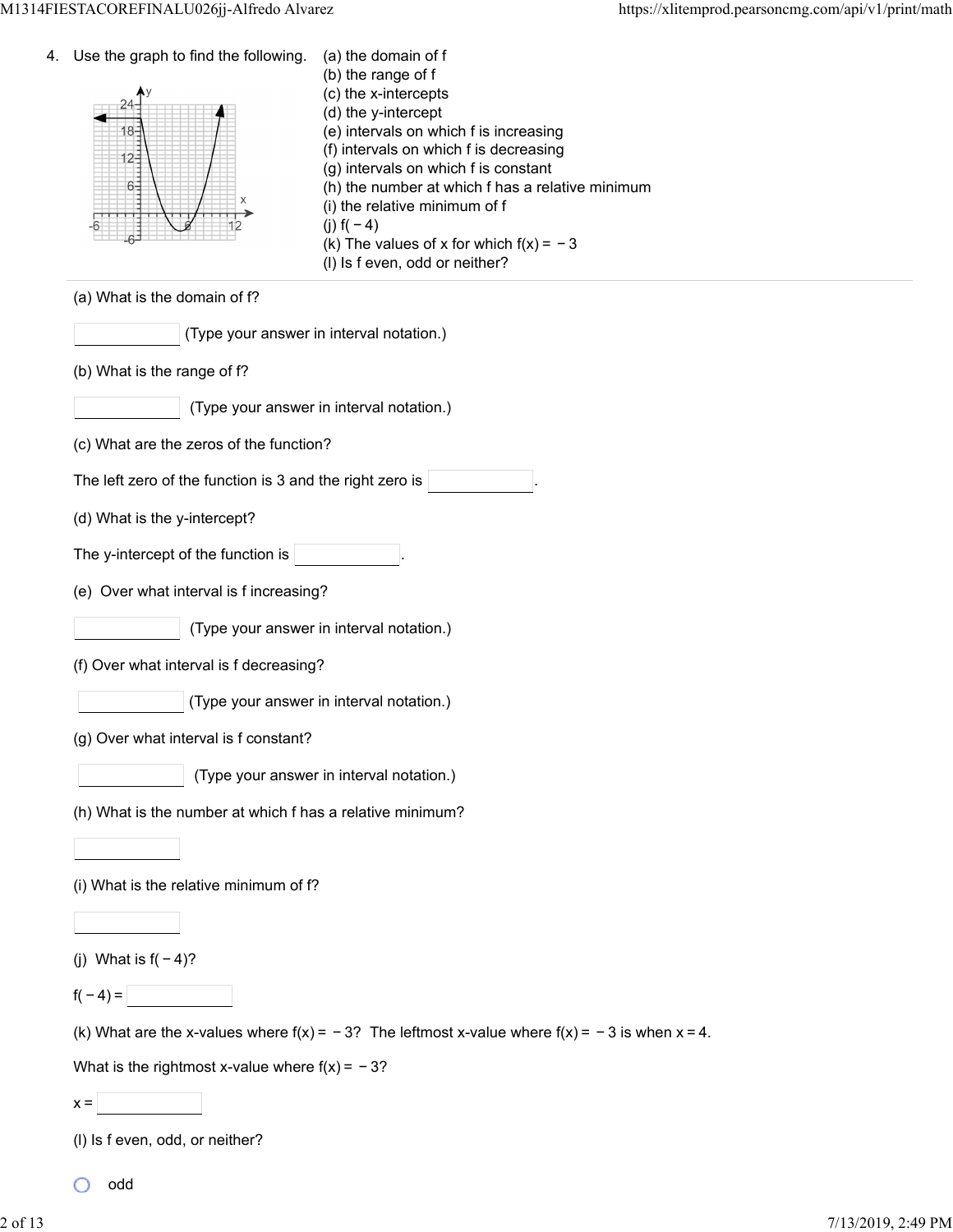4. Use the graph to find the following.

(a) the domain of f
(b) the range of f
(c) the x-intercepts
(d) the y-intercept
(e) intervals on which f is increasing
(f) intervals on which f is decreasing
(g) intervals on which f is constant
(h) the number at which f has a relative minimum
(i) the relative minimum of f
(j) $f(-4)$
(k) The values of x for which $f(x) = -3$
(l) Is f even, odd or neither?

---

(a) What is the domain of f?

_______ (Type your answer in interval notation.)

(b) What is the range of f?

_______ (Type your answer in interval notation.)

(c) What are the zeros of the function?

The left zero of the function is 3 and the right zero is _______.

(d) What is the y-intercept?

The y-intercept of the function is _______.

(e) Over what interval is f increasing?

_______ (Type your answer in interval notation.)

(f) Over what interval is f decreasing?

_______ (Type your answer in interval notation.)

(g) Over what interval is f constant?

_______ (Type your answer in interval notation.)

(h) What is the number at which f has a relative minimum?

_______

(i) What is the relative minimum of f?

_______

(j) What is $f(-4)$?

$f(-4) =$ _______

(k) What are the x-values where $f(x) = -3$? The leftmost x-value where $f(x) = -3$ is when $x = 4$.

What is the rightmost x-value where $f(x) = -3$?

$x =$ _______

(l) Is f even, odd, or neither?

- odd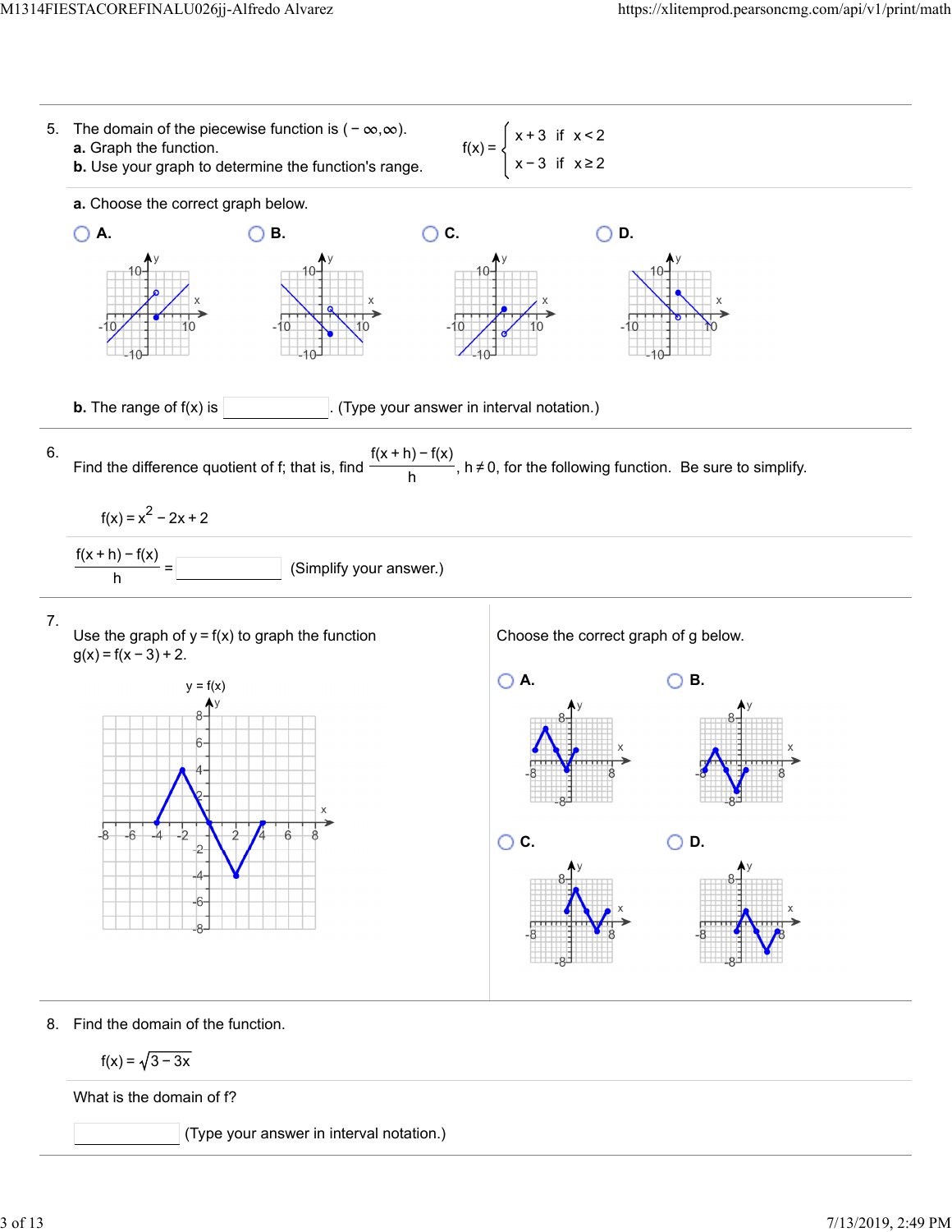5. The domain of the piecewise function is $(-\infty,\infty)$.

**a.** Graph the function.

**b.** Use your graph to determine the function's range.

$$f(x) = \begin{cases} x+3 & \text{if } x<2 \\ x-3 & \text{if } x\geq 2 \end{cases}$$

**a.** Choose the correct graph below.

- A.
- B.
- C.
- D.

**b.** The range of f(x) is ________. (Type your answer in interval notation.)

---

6. Find the difference quotient of f; that is, find $\frac{f(x+h)-f(x)}{h}$, $h \neq 0$, for the following function. Be sure to simplify.

$f(x) = x^2 - 2x + 2$

$\frac{f(x+h)-f(x)}{h}$ = ________ (Simplify your answer.)

---

7. Use the graph of $y = f(x)$ to graph the function $g(x) = f(x-3) + 2$.

y = f(x)

Choose the correct graph of g below.

- A.
- B.
- C.
- D.

---

8. Find the domain of the function.

$f(x) = \sqrt{3-3x}$

What is the domain of f?

________ (Type your answer in interval notation.)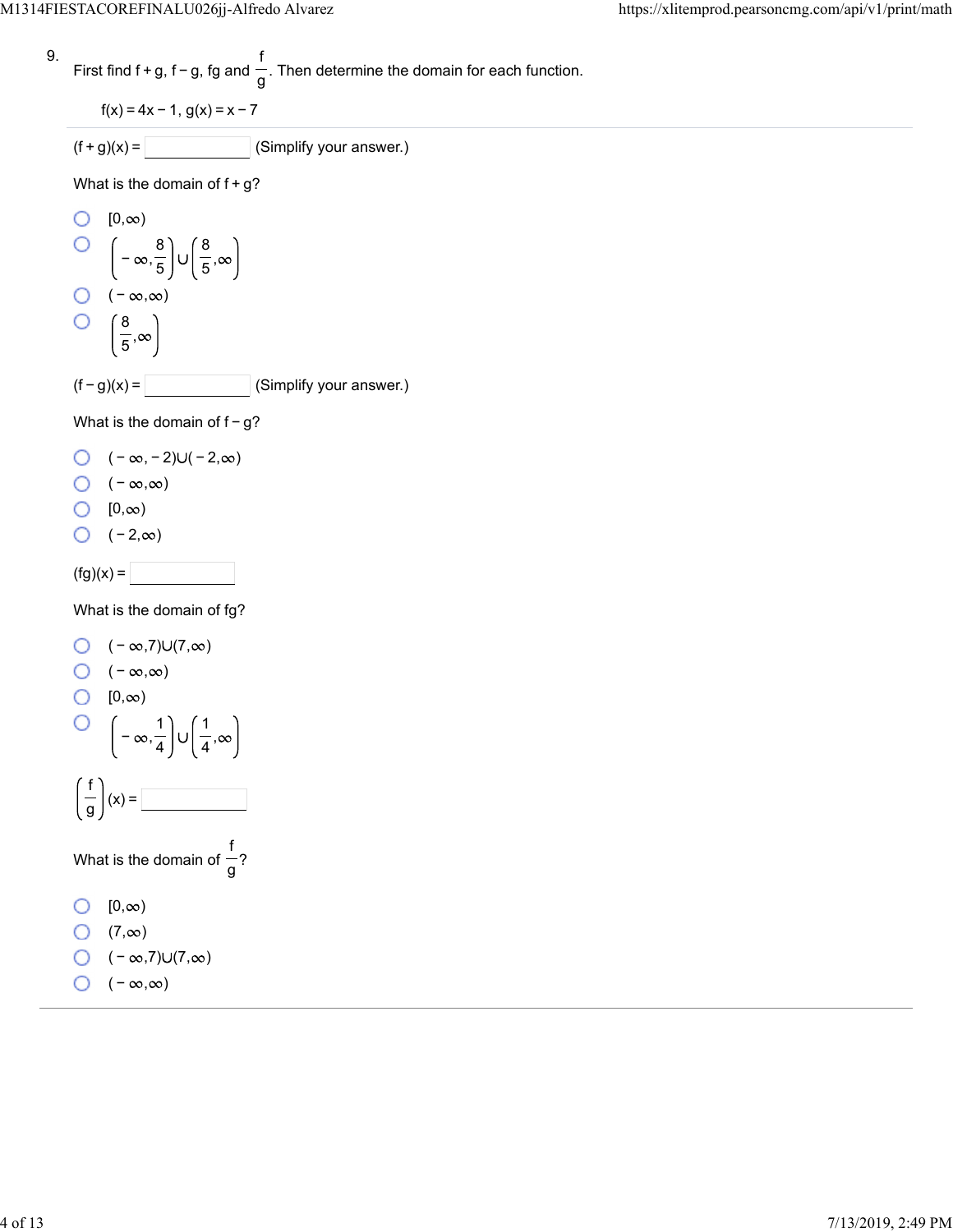9. First find f + g, f − g, fg and $\frac{f}{g}$. Then determine the domain for each function.

$f(x) = 4x - 1$, $g(x) = x - 7$

$(f + g)(x) =$ ______ (Simplify your answer.)

What is the domain of f + g?

- $[0,\infty)$
- $\left(-\infty,\frac{8}{5}\right)\cup\left(\frac{8}{5},\infty\right)$
- $(-\infty,\infty)$
- $\left(\frac{8}{5},\infty\right)$

$(f - g)(x) =$ ______ (Simplify your answer.)

What is the domain of f − g?

- $(-\infty,-2)\cup(-2,\infty)$
- $(-\infty,\infty)$
- $[0,\infty)$
- $(-2,\infty)$

$(fg)(x) =$ ______

What is the domain of fg?

- $(-\infty,7)\cup(7,\infty)$
- $(-\infty,\infty)$
- $[0,\infty)$
- $\left(-\infty,\frac{1}{4}\right)\cup\left(\frac{1}{4},\infty\right)$

$\left(\frac{f}{g}\right)(x) =$ ______

What is the domain of $\frac{f}{g}$?

- $[0,\infty)$
- $(7,\infty)$
- $(-\infty,7)\cup(7,\infty)$
- $(-\infty,\infty)$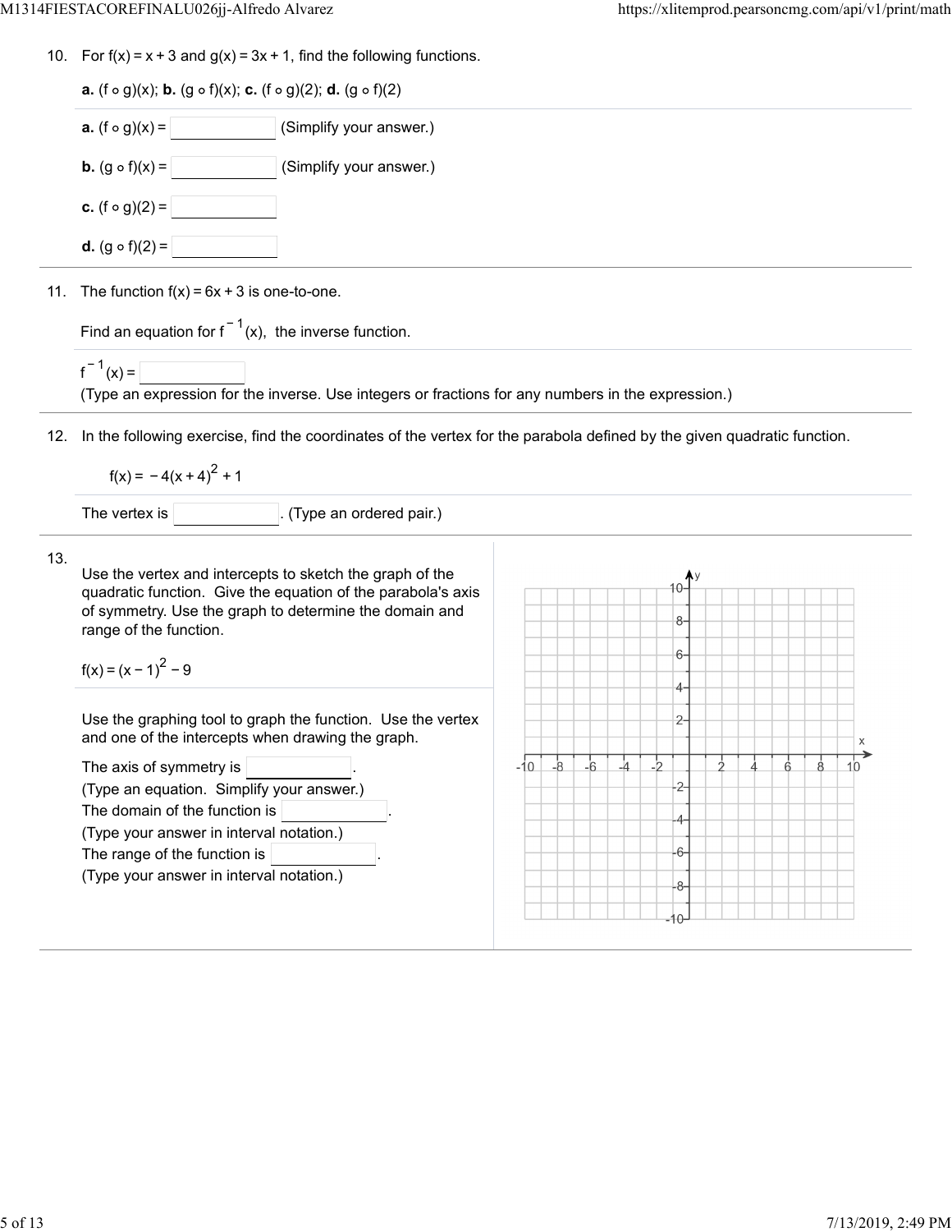10. For $f(x) = x + 3$ and $g(x) = 3x + 1$, find the following functions.

**a.** $(f \circ g)(x)$; **b.** $(g \circ f)(x)$; **c.** $(f \circ g)(2)$; **d.** $(g \circ f)(2)$

**a.** $(f \circ g)(x) =$ ______ (Simplify your answer.)

**b.** $(g \circ f)(x) =$ ______ (Simplify your answer.)

**c.** $(f \circ g)(2) =$ ______

**d.** $(g \circ f)(2) =$ ______

11. The function $f(x) = 6x + 3$ is one-to-one.

Find an equation for $f^{-1}(x)$, the inverse function.

$f^{-1}(x) =$ ______
(Type an expression for the inverse. Use integers or fractions for any numbers in the expression.)

12. In the following exercise, find the coordinates of the vertex for the parabola defined by the given quadratic function.

$$f(x) = -4(x+4)^2 + 1$$

The vertex is ______. (Type an ordered pair.)

13. Use the vertex and intercepts to sketch the graph of the quadratic function. Give the equation of the parabola's axis of symmetry. Use the graph to determine the domain and range of the function.

$$f(x) = (x-1)^2 - 9$$

Use the graphing tool to graph the function. Use the vertex and one of the intercepts when drawing the graph.

The axis of symmetry is ______.
(Type an equation. Simplify your answer.)
The domain of the function is ______.
(Type your answer in interval notation.)
The range of the function is ______.
(Type your answer in interval notation.)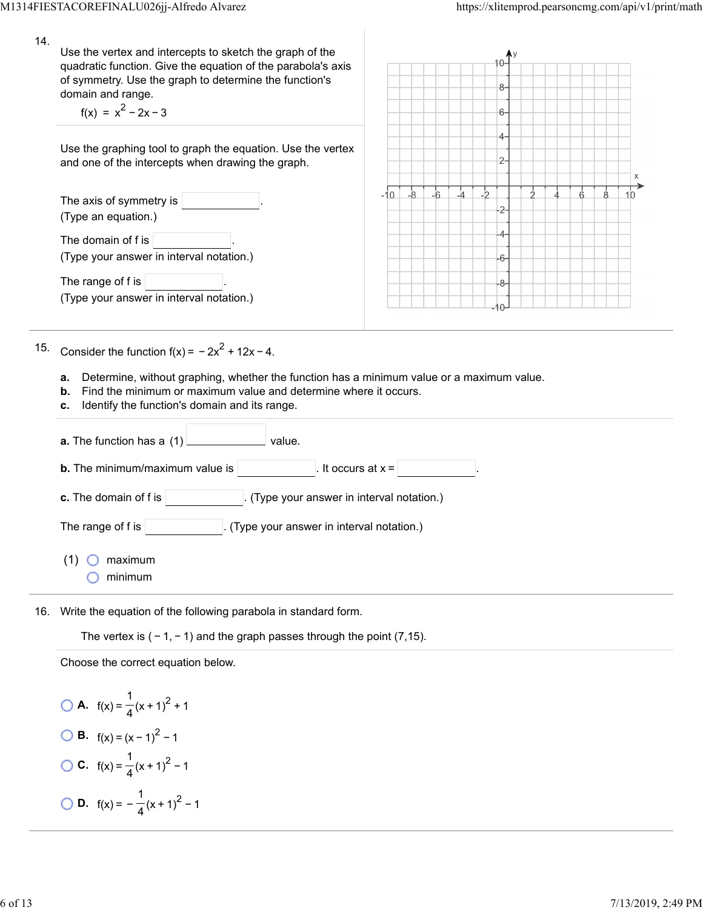14. Use the vertex and intercepts to sketch the graph of the quadratic function. Give the equation of the parabola's axis of symmetry. Use the graph to determine the function's domain and range.

$$f(x) = x^2 - 2x - 3$$

Use the graphing tool to graph the equation. Use the vertex and one of the intercepts when drawing the graph.

The axis of symmetry is ______.
(Type an equation.)

The domain of f is ______.
(Type your answer in interval notation.)

The range of f is ______.
(Type your answer in interval notation.)

15. Consider the function $f(x) = -2x^2 + 12x - 4$.

**a.** Determine, without graphing, whether the function has a minimum value or a maximum value.
**b.** Find the minimum or maximum value and determine where it occurs.
**c.** Identify the function's domain and its range.

**a.** The function has a (1) ______ value.

**b.** The minimum/maximum value is ______. It occurs at x = ______.

**c.** The domain of f is ______. (Type your answer in interval notation.)

The range of f is ______. (Type your answer in interval notation.)

(1) ○ maximum
○ minimum

16. Write the equation of the following parabola in standard form.

The vertex is $(-1,-1)$ and the graph passes through the point $(7,15)$.

Choose the correct equation below.

○ **A.** $f(x) = \frac{1}{4}(x+1)^2 + 1$

○ **B.** $f(x) = (x-1)^2 - 1$

○ **C.** $f(x) = \frac{1}{4}(x+1)^2 - 1$

○ **D.** $f(x) = -\frac{1}{4}(x+1)^2 - 1$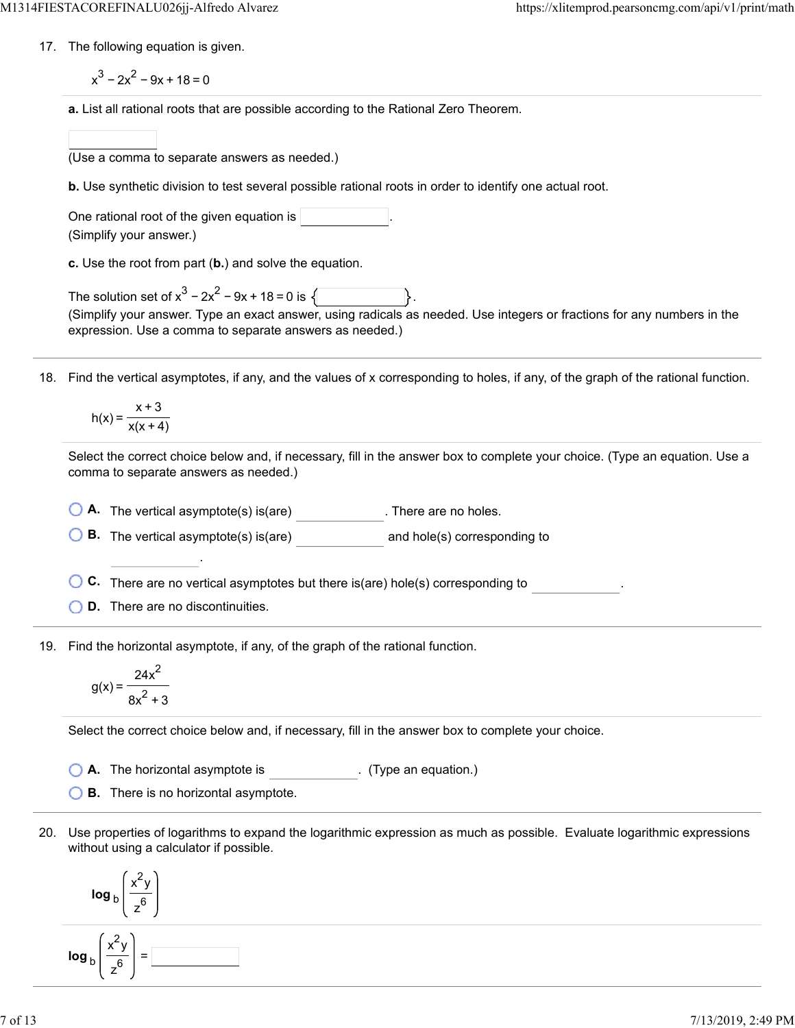17. The following equation is given.

$$x^3 - 2x^2 - 9x + 18 = 0$$

**a.** List all rational roots that are possible according to the Rational Zero Theorem.

(Use a comma to separate answers as needed.)

**b.** Use synthetic division to test several possible rational roots in order to identify one actual root.

One rational root of the given equation is ______.
(Simplify your answer.)

**c.** Use the root from part (**b.**) and solve the equation.

The solution set of $x^3 - 2x^2 - 9x + 18 = 0$ is $\{$ ______ $\}$.
(Simplify your answer. Type an exact answer, using radicals as needed. Use integers or fractions for any numbers in the expression. Use a comma to separate answers as needed.)

---

18. Find the vertical asymptotes, if any, and the values of x corresponding to holes, if any, of the graph of the rational function.

$$h(x) = \frac{x+3}{x(x+4)}$$

Select the correct choice below and, if necessary, fill in the answer box to complete your choice. (Type an equation. Use a comma to separate answers as needed.)

- **A.** The vertical asymptote(s) is(are) ______. There are no holes.
- **B.** The vertical asymptote(s) is(are) ______ and hole(s) corresponding to ______.
- **C.** There are no vertical asymptotes but there is(are) hole(s) corresponding to ______.
- **D.** There are no discontinuities.

---

19. Find the horizontal asymptote, if any, of the graph of the rational function.

$$g(x) = \frac{24x^2}{8x^2 + 3}$$

Select the correct choice below and, if necessary, fill in the answer box to complete your choice.

- **A.** The horizontal asymptote is ______. (Type an equation.)
- **B.** There is no horizontal asymptote.

---

20. Use properties of logarithms to expand the logarithmic expression as much as possible. Evaluate logarithmic expressions without using a calculator if possible.

$$\log_b \left( \frac{x^2 y}{z^6} \right)$$

$$\log_b \left( \frac{x^2 y}{z^6} \right) = \text{______}$$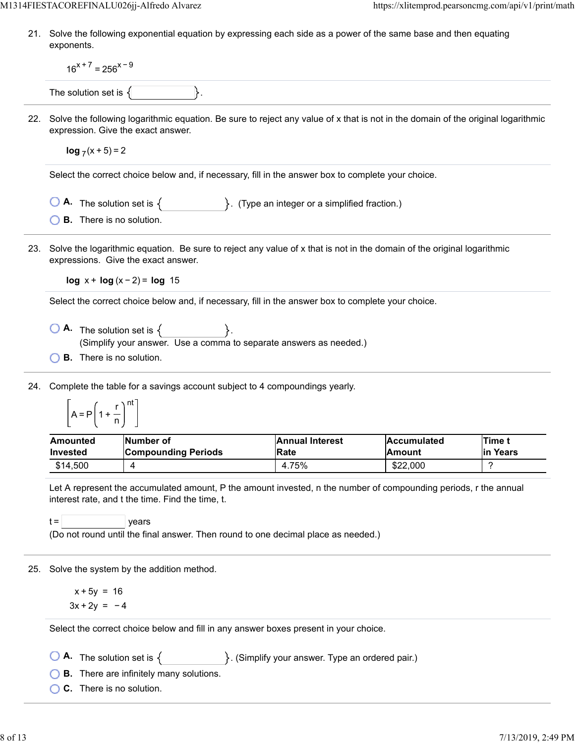21. Solve the following exponential equation by expressing each side as a power of the same base and then equating exponents.

$$16^{x+7} = 256^{x-9}$$

The solution set is $\{\quad\}$.

22. Solve the following logarithmic equation. Be sure to reject any value of x that is not in the domain of the original logarithmic expression. Give the exact answer.

$$\log_7 (x+5) = 2$$

Select the correct choice below and, if necessary, fill in the answer box to complete your choice.

- **A.** The solution set is $\{\quad\}$. (Type an integer or a simplified fraction.)
- **B.** There is no solution.

23. Solve the logarithmic equation. Be sure to reject any value of x that is not in the domain of the original logarithmic expressions. Give the exact answer.

$$\log x + \log (x-2) = \log 15$$

Select the correct choice below and, if necessary, fill in the answer box to complete your choice.

- **A.** The solution set is $\{\quad\}$.
  (Simplify your answer. Use a comma to separate answers as needed.)
- **B.** There is no solution.

24. Complete the table for a savings account subject to 4 compoundings yearly.

$$\left[A = P\left(1 + \frac{r}{n}\right)^{nt}\right]$$

| Amounted Invested | Number of Compounding Periods | Annual Interest Rate | Accumulated Amount | Time t in Years |
|---|---|---|---|---|
| $14,500 | 4 | 4.75% | $22,000 | ? |

Let A represent the accumulated amount, P the amount invested, n the number of compounding periods, r the annual interest rate, and t the time. Find the time, t.

t = $\quad$ years
(Do not round until the final answer. Then round to one decimal place as needed.)

25. Solve the system by the addition method.

$$x + 5y = 16$$
$$3x + 2y = -4$$

Select the correct choice below and fill in any answer boxes present in your choice.

- **A.** The solution set is $\{\quad\}$. (Simplify your answer. Type an ordered pair.)
- **B.** There are infinitely many solutions.
- **C.** There is no solution.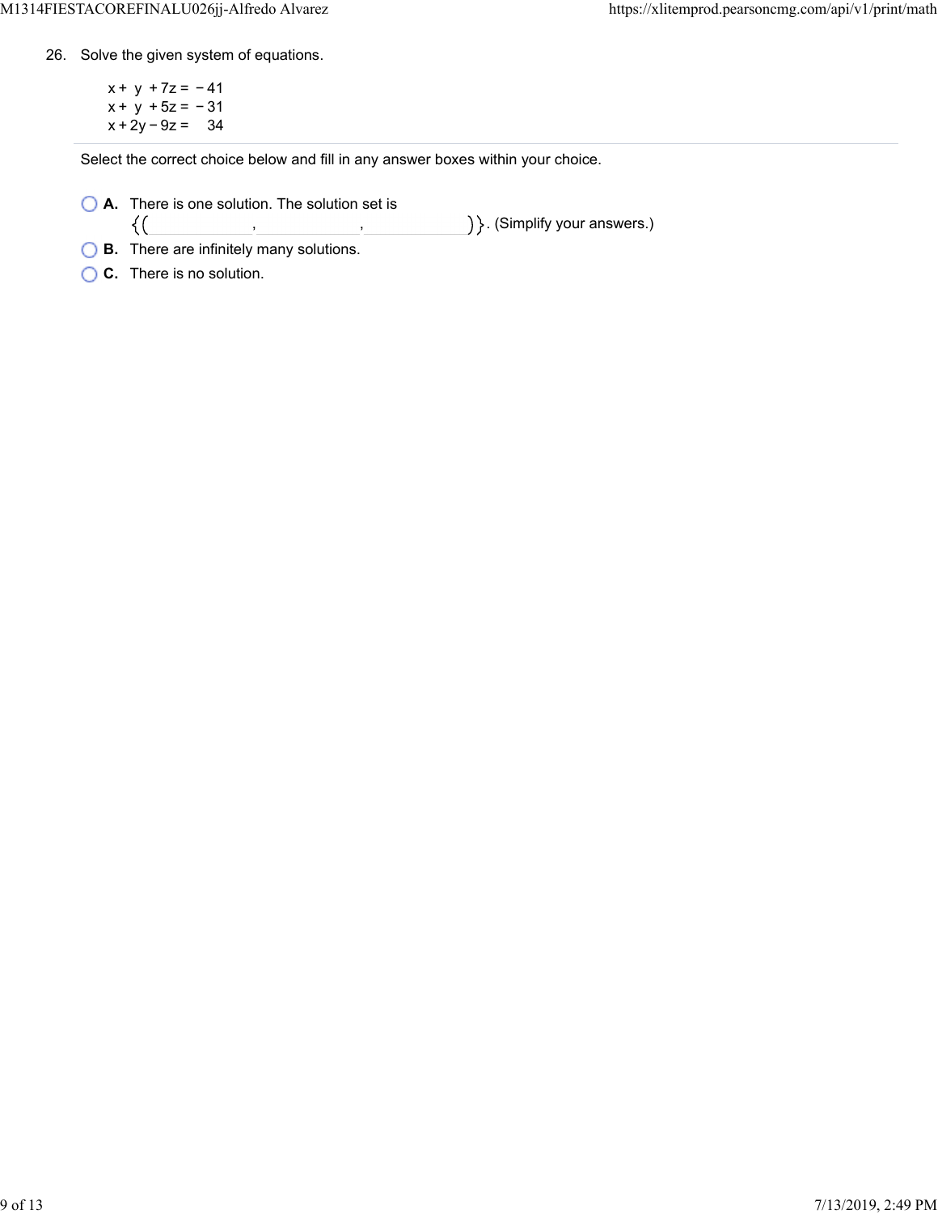26. Solve the given system of equations.

$$\begin{aligned} x + y + 7z &= -41 \\ x + y + 5z &= -31 \\ x + 2y - 9z &= 34 \end{aligned}$$

Select the correct choice below and fill in any answer boxes within your choice.

- **A.** There is one solution. The solution set is $\{(\_\_\_\_, \_\_\_\_, \_\_\_\_)\}$. (Simplify your answers.)
- **B.** There are infinitely many solutions.
- **C.** There is no solution.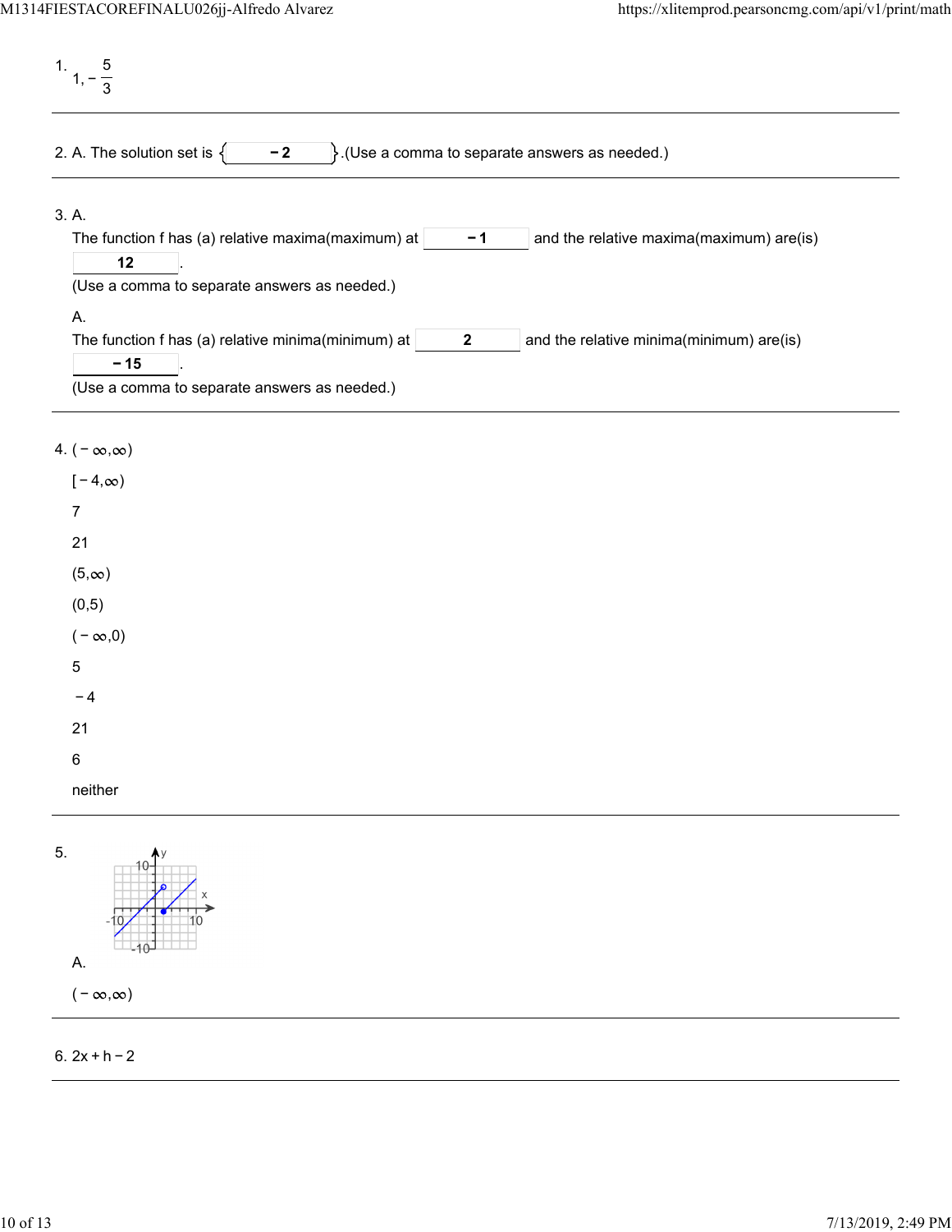1. $1, -\frac{5}{3}$

---

2. A. The solution set is $\{-2\}$.(Use a comma to separate answers as needed.)

---

3. A.

The function f has (a) relative maxima(maximum) at $-1$ and the relative maxima(maximum) are(is) $12$.

(Use a comma to separate answers as needed.)

A.

The function f has (a) relative minima(minimum) at $2$ and the relative minima(minimum) are(is) $-15$.

(Use a comma to separate answers as needed.)

---

4. $(-\infty,\infty)$

$[-4,\infty)$

7

21

$(5,\infty)$

$(0,5)$

$(-\infty,0)$

5

$-4$

21

6

neither

---

5.

A.

$(-\infty,\infty)$

---

6. $2x + h - 2$

---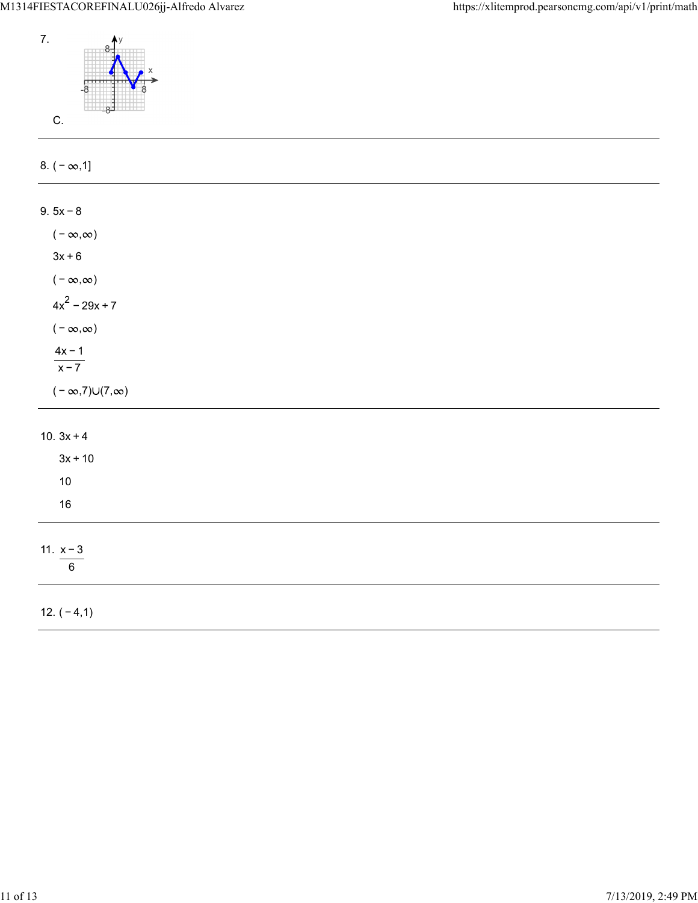7.

C.

---

8. $(-\infty,1]$

---

9. $5x-8$

$(-\infty,\infty)$

$3x+6$

$(-\infty,\infty)$

$4x^2-29x+7$

$(-\infty,\infty)$

$\frac{4x-1}{x-7}$

$(-\infty,7)\cup(7,\infty)$

---

10. $3x+4$

$3x+10$

10

16

---

11. $\frac{x-3}{6}$

---

12. $(-4,1)$

---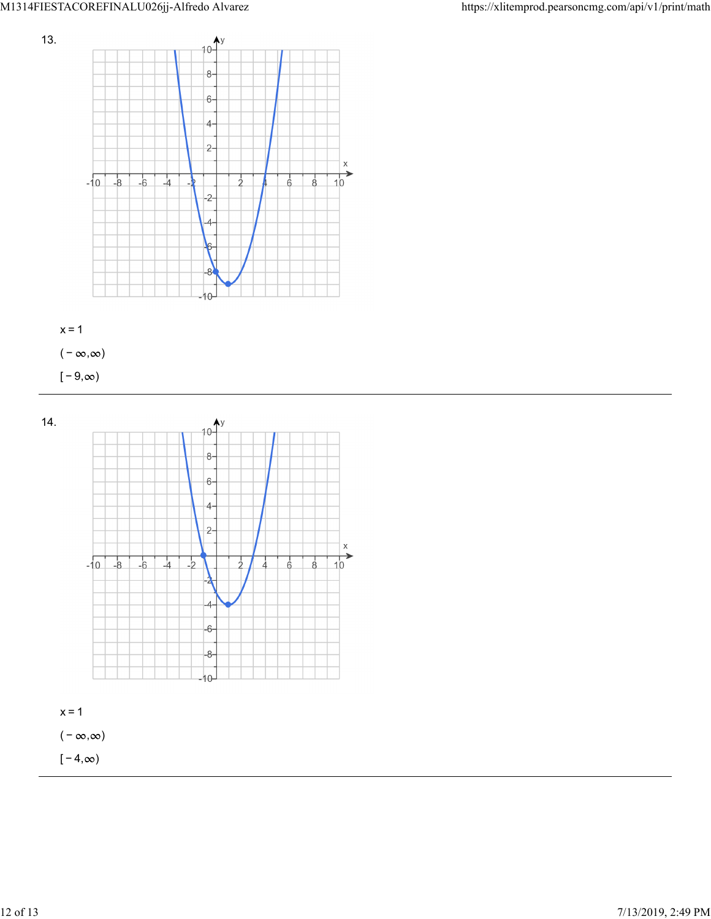13.

$x = 1$

$(-\infty, \infty)$

$[-9, \infty)$

---

14.

$x = 1$

$(-\infty, \infty)$

$[-4, \infty)$

---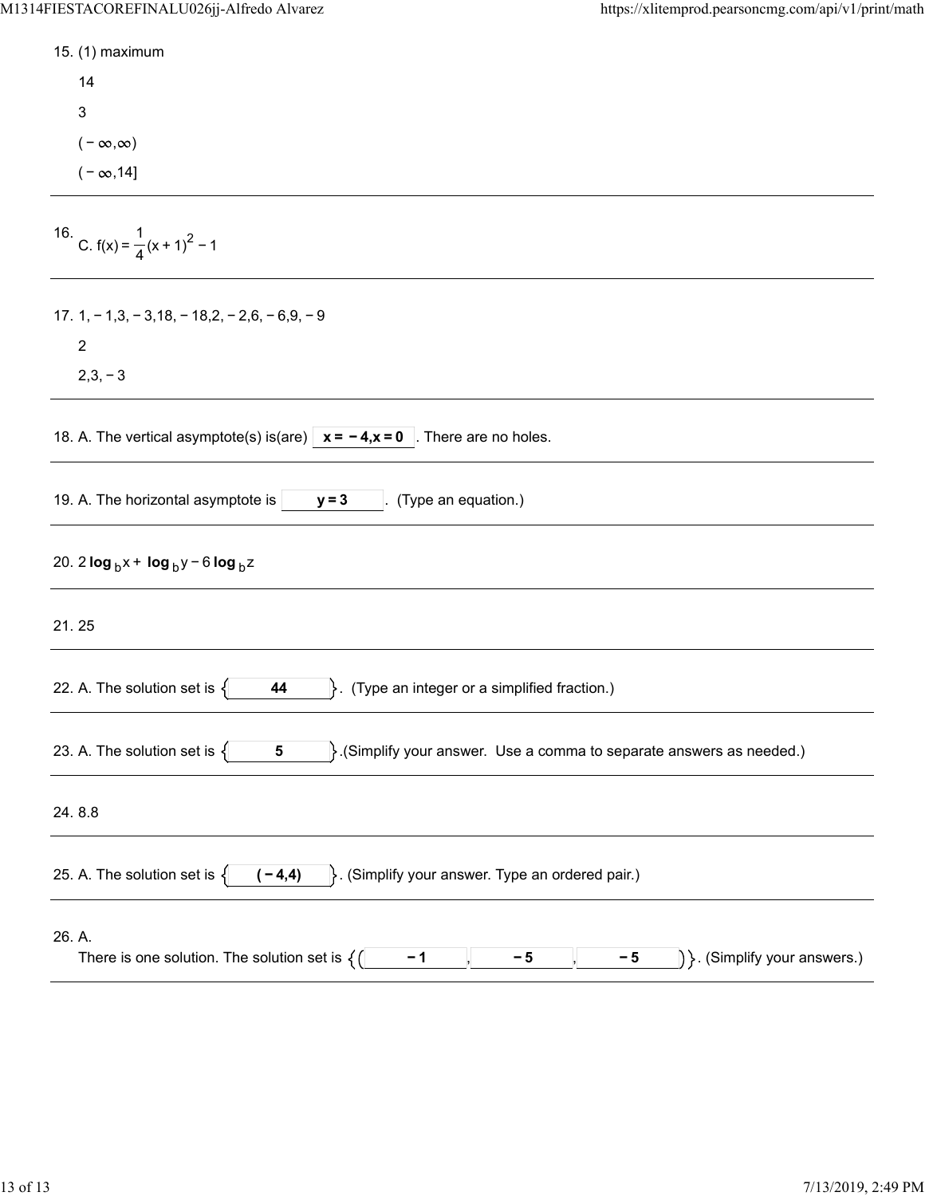15. (1) maximum

    14

    3

    $(-\infty,\infty)$

    $(-\infty,14]$

---

16. C. $f(x) = \frac{1}{4}(x+1)^2 - 1$

---

17. $1, -1, 3, -3, 18, -18, 2, -2, 6, -6, 9, -9$

    2

    $2, 3, -3$

---

18. A. The vertical asymptote(s) is(are) **$x = -4, x = 0$**. There are no holes.

---

19. A. The horizontal asymptote is **$y = 3$**. (Type an equation.)

---

20. $2\,\mathbf{log}_b x + \mathbf{log}_b y - 6\,\mathbf{log}_b z$

---

21. 25

---

22. A. The solution set is $\{$ **44** $\}$. (Type an integer or a simplified fraction.)

---

23. A. The solution set is $\{$ **5** $\}$.(Simplify your answer. Use a comma to separate answers as needed.)

---

24. 8.8

---

25. A. The solution set is $\{$ **$(-4,4)$** $\}$. (Simplify your answer. Type an ordered pair.)

---

26. A.
    There is one solution. The solution set is $\{($ **$-1$** , **$-5$** , **$-5$** $)\}$. (Simplify your answers.)

---